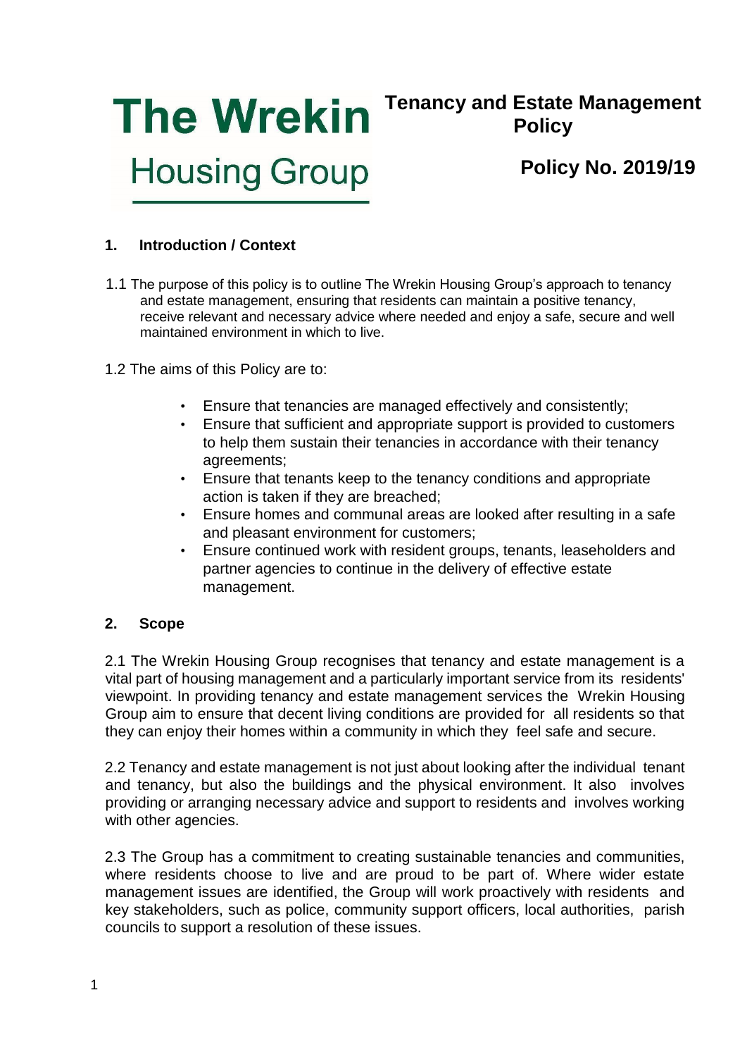The Wrekin Housing Group

# Tenancy and Estate Management Policy

## Policy No. 2019/19

## 1. Introduction / Context

1.1 The purpose of this policy is to outline The Wrekin Housing Group's approach to tenancy and estate management, ensuring that residents can maintain a positive tenancy, receive relevant and necessary advice where needed and enjoy a safe, secure and well maintained environment in which to live.

1.2 The aims of this Policy are to:

- Ensure that tenancies are managed effectively and consistently;
- Ensure that sufficient and appropriate support is provided to customers to help them sustain their tenancies in accordance with their tenancy agreements;
- Ensure that tenants keep to the tenancy conditions and appropriate action is taken if they are breached;
- Ensure homes and communal areas are looked after resulting in a safe and pleasant environment for customers;
- Ensure continued work with resident groups, tenants, leaseholders and partner agencies to continue in the delivery of effective estate management.

## 2. Scope

2.1 The Wrekin Housing Group recognises that tenancy and estate management is a vital part of housing management and a particularly important service from its residents' viewpoint. In providing tenancy and estate management services the Wrekin Housing Group aim to ensure that decent living conditions are provided for all residents so that they can enjoy their homes within a community in which they feel safe and secure.

2.2 Tenancy and estate management is not just about looking after the individual tenant and tenancy, but also the buildings and the physical environment. It also involves providing or arranging necessary advice and support to residents and involves working with other agencies.

2.3 The Group has a commitment to creating sustainable tenancies and communities, where residents choose to live and are proud to be part of. Where wider estate management issues are identified, the Group will work proactively with residents and key stakeholders, such as police, community support officers, local authorities, parish councils to support a resolution of these issues.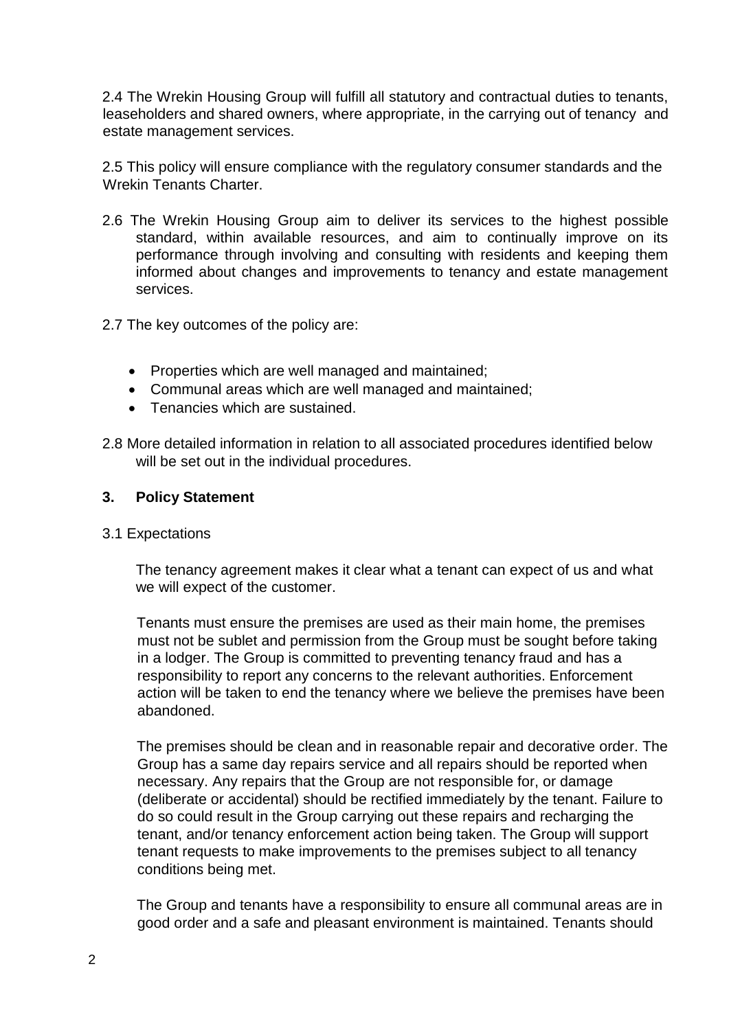2.4 The Wrekin Housing Group will fulfill all statutory and contractual duties to tenants, leaseholders and shared owners, where appropriate, in the carrying out of tenancy and estate management services.

2.5 This policy will ensure compliance with the regulatory consumer standards and the Wrekin Tenants Charter.

2.6 The Wrekin Housing Group aim to deliver its services to the highest possible standard, within available resources, and aim to continually improve on its performance through involving and consulting with residents and keeping them informed about changes and improvements to tenancy and estate management services.

2.7 The key outcomes of the policy are:

- Properties which are well managed and maintained;
- Communal areas which are well managed and maintained;
- Tenancies which are sustained.

2.8 More detailed information in relation to all associated procedures identified below will be set out in the individual procedures.

## 3. Policy Statement

3.1 Expectations

The tenancy agreement makes it clear what a tenant can expect of us and what we will expect of the customer.

Tenants must ensure the premises are used as their main home, the premises must not be sublet and permission from the Group must be sought before taking in a lodger. The Group is committed to preventing tenancy fraud and has a responsibility to report any concerns to the relevant authorities. Enforcement action will be taken to end the tenancy where we believe the premises have been abandoned.

The premises should be clean and in reasonable repair and decorative order. The Group has a same day repairs service and all repairs should be reported when necessary. Any repairs that the Group are not responsible for, or damage (deliberate or accidental) should be rectified immediately by the tenant. Failure to do so could result in the Group carrying out these repairs and recharging the tenant, and/or tenancy enforcement action being taken. The Group will support tenant requests to make improvements to the premises subject to all tenancy conditions being met.

The Group and tenants have a responsibility to ensure all communal areas are in good order and a safe and pleasant environment is maintained. Tenants should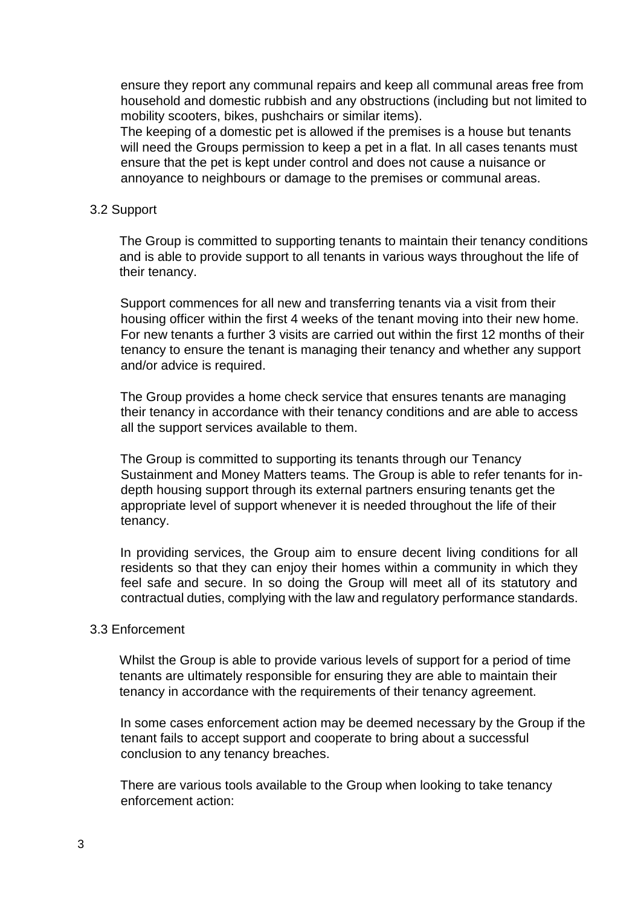ensure they report any communal repairs and keep all communal areas free from household and domestic rubbish and any obstructions (including but not limited to mobility scooters, bikes, pushchairs or similar items).

The keeping of a domestic pet is allowed if the premises is a house but tenants will need the Groups permission to keep a pet in a flat. In all cases tenants must ensure that the pet is kept under control and does not cause a nuisance or annoyance to neighbours or damage to the premises or communal areas.

### 3.2 Support

The Group is committed to supporting tenants to maintain their tenancy conditions and is able to provide support to all tenants in various ways throughout the life of their tenancy.

Support commences for all new and transferring tenants via a visit from their housing officer within the first 4 weeks of the tenant moving into their new home. For new tenants a further 3 visits are carried out within the first 12 months of their tenancy to ensure the tenant is managing their tenancy and whether any support and/or advice is required.

The Group provides a home check service that ensures tenants are managing their tenancy in accordance with their tenancy conditions and are able to access all the support services available to them.

The Group is committed to supporting its tenants through our Tenancy Sustainment and Money Matters teams. The Group is able to refer tenants for in-depth housing support through its external partners ensuring tenants get the appropriate level of support whenever it is needed throughout the life of their tenancy.

In providing services, the Group aim to ensure decent living conditions for all residents so that they can enjoy their homes within a community in which they feel safe and secure. In so doing the Group will meet all of its statutory and contractual duties, complying with the law and regulatory performance standards.

### 3.3 Enforcement

Whilst the Group is able to provide various levels of support for a period of time tenants are ultimately responsible for ensuring they are able to maintain their tenancy in accordance with the requirements of their tenancy agreement.

In some cases enforcement action may be deemed necessary by the Group if the tenant fails to accept support and cooperate to bring about a successful conclusion to any tenancy breaches.

There are various tools available to the Group when looking to take tenancy enforcement action: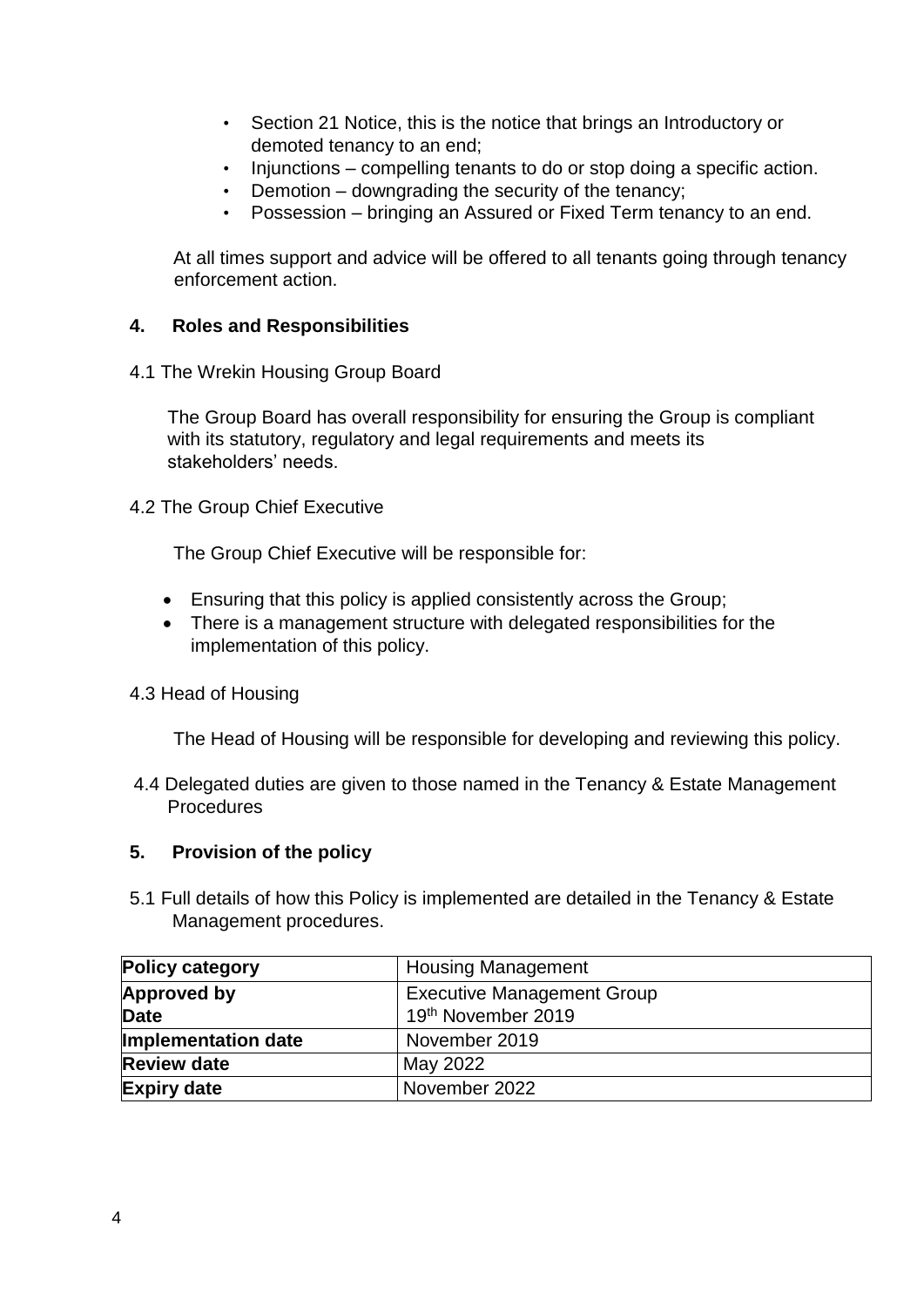- Section 21 Notice, this is the notice that brings an Introductory or demoted tenancy to an end;
- Injunctions – compelling tenants to do or stop doing a specific action.
- Demotion – downgrading the security of the tenancy;
- Possession – bringing an Assured or Fixed Term tenancy to an end.

At all times support and advice will be offered to all tenants going through tenancy enforcement action.

## 4. Roles and Responsibilities

4.1 The Wrekin Housing Group Board

The Group Board has overall responsibility for ensuring the Group is compliant with its statutory, regulatory and legal requirements and meets its stakeholders' needs.

4.2 The Group Chief Executive

The Group Chief Executive will be responsible for:

- Ensuring that this policy is applied consistently across the Group;
- There is a management structure with delegated responsibilities for the implementation of this policy.

4.3 Head of Housing

The Head of Housing will be responsible for developing and reviewing this policy.

4.4 Delegated duties are given to those named in the Tenancy & Estate Management Procedures

## 5. Provision of the policy

5.1 Full details of how this Policy is implemented are detailed in the Tenancy & Estate Management procedures.

| | |
|---|---|
| **Policy category** | Housing Management |
| **Approved by** | Executive Management Group |
| **Date** | 19th November 2019 |
| **Implementation date** | November 2019 |
| **Review date** | May 2022 |
| **Expiry date** | November 2022 |